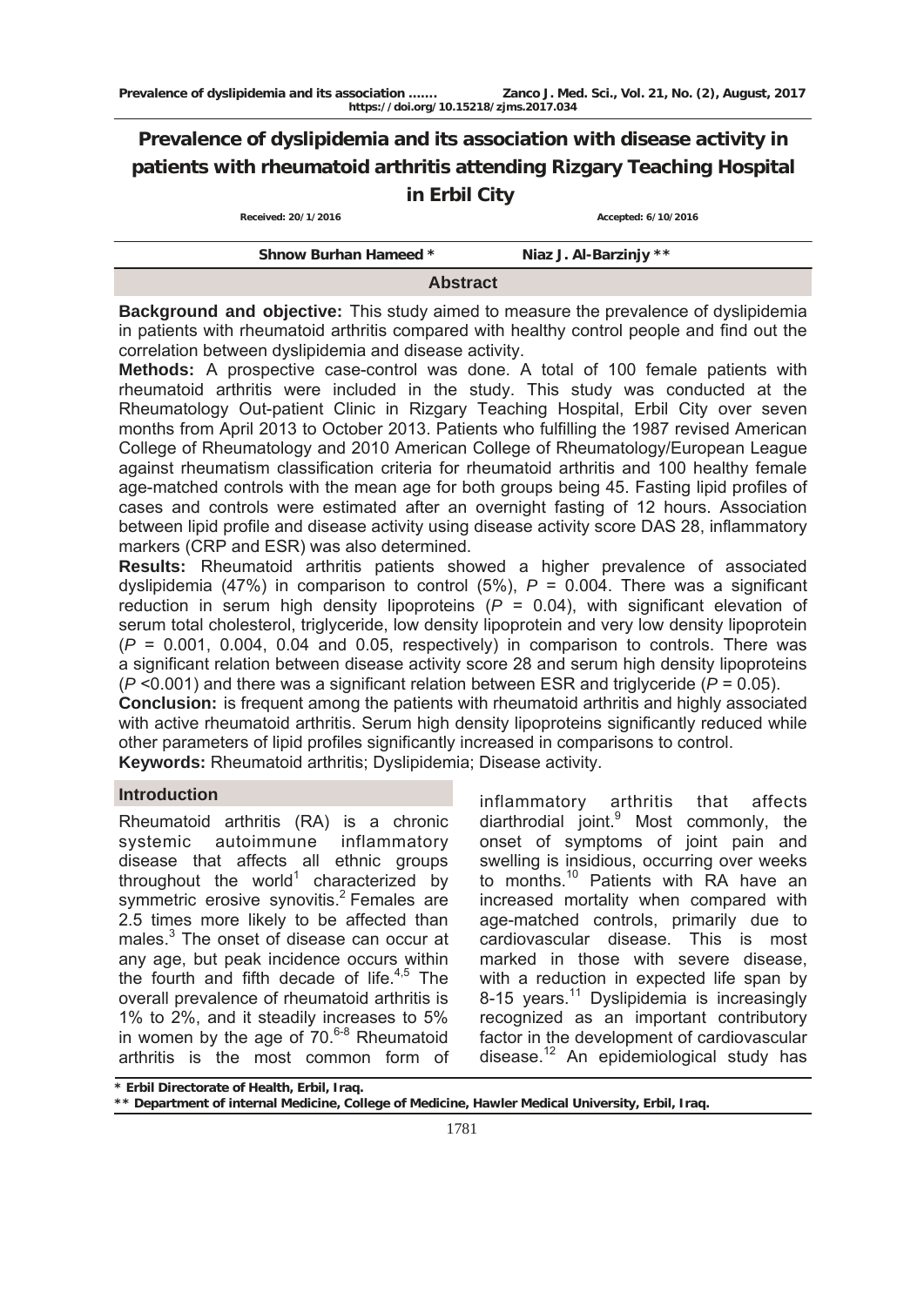# Prevalence of dyslipidemia and its association with disease activity in patients with rheumatoid arthritis attending Rizgary Teaching Hospital in Erbil City

Received: 20/1/2016 Accepted: 6/10/2016

Shnow Burhan Hameed * Niaz J. Al-Barzinjy **

## Abstract

**Background and objective:** This study aimed to measure the prevalence of dyslipidemia in patients with rheumatoid arthritis compared with healthy control people and find out the correlation between dyslipidemia and disease activity.

**Methods:** A prospective case-control was done. A total of 100 female patients with rheumatoid arthritis were included in the study. This study was conducted at the Rheumatology Out-patient Clinic in Rizgary Teaching Hospital, Erbil City over seven months from April 2013 to October 2013. Patients who fulfilling the 1987 revised American College of Rheumatology and 2010 American College of Rheumatology/European League against rheumatism classification criteria for rheumatoid arthritis and 100 healthy female age-matched controls with the mean age for both groups being 45. Fasting lipid profiles of cases and controls were estimated after an overnight fasting of 12 hours. Association between lipid profile and disease activity using disease activity score DAS 28, inflammatory markers (CRP and ESR) was also determined.

**Results:** Rheumatoid arthritis patients showed a higher prevalence of associated dyslipidemia (47%) in comparison to control (5%), $P$ = 0.004. There was a significant reduction in serum high density lipoproteins ($P$ = 0.04), with significant elevation of serum total cholesterol, triglyceride, low density lipoprotein and very low density lipoprotein ($P$ = 0.001, 0.004, 0.04 and 0.05, respectively) in comparison to controls. There was a significant relation between disease activity score 28 and serum high density lipoproteins ($P$ <0.001) and there was a significant relation between ESR and triglyceride ($P$ = 0.05).

**Conclusion:** is frequent among the patients with rheumatoid arthritis and highly associated with active rheumatoid arthritis. Serum high density lipoproteins significantly reduced while other parameters of lipid profiles significantly increased in comparisons to control.

**Keywords:** Rheumatoid arthritis; Dyslipidemia; Disease activity.

## Introduction

Rheumatoid arthritis (RA) is a chronic systemic autoimmune inflammatory disease that affects all ethnic groups throughout the world[1] characterized by symmetric erosive synovitis.[2] Females are 2.5 times more likely to be affected than males.[3] The onset of disease can occur at any age, but peak incidence occurs within the fourth and fifth decade of life.[4,5] The overall prevalence of rheumatoid arthritis is 1% to 2%, and it steadily increases to 5% in women by the age of 70.[6-8] Rheumatoid arthritis is the most common form of inflammatory arthritis that affects diarthrodial joint.[9] Most commonly, the onset of symptoms of joint pain and swelling is insidious, occurring over weeks to months.[10] Patients with RA have an increased mortality when compared with age-matched controls, primarily due to cardiovascular disease. This is most marked in those with severe disease, with a reduction in expected life span by 8-15 years.[11] Dyslipidemia is increasingly recognized as an important contributory factor in the development of cardiovascular disease.[12] An epidemiological study has

* Erbil Directorate of Health, Erbil, Iraq.

** Department of internal Medicine, College of Medicine, Hawler Medical University, Erbil, Iraq.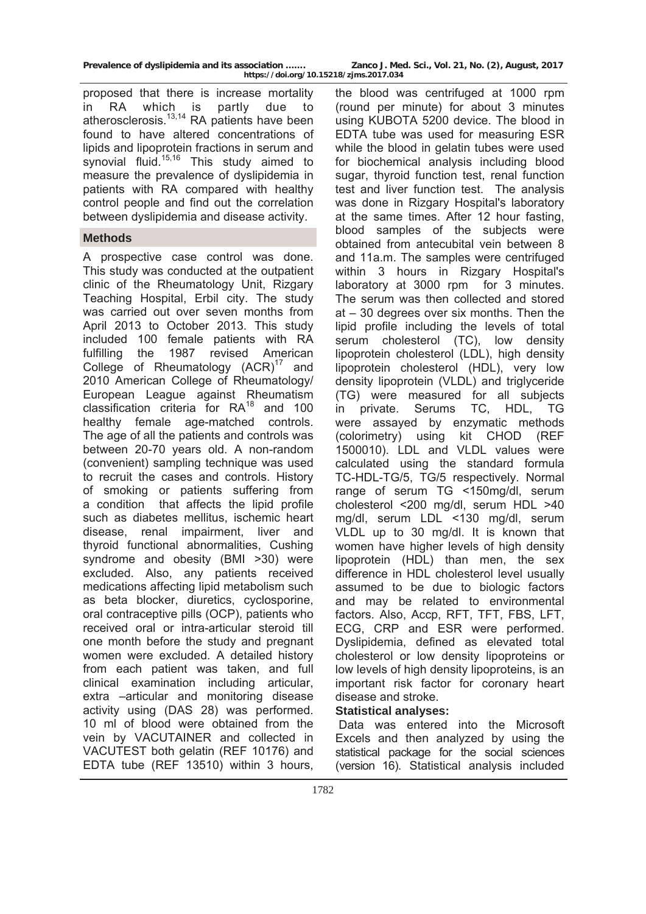proposed that there is increase mortality in RA which is partly due to atherosclerosis.[13,14] RA patients have been found to have altered concentrations of lipids and lipoprotein fractions in serum and synovial fluid.[15,16] This study aimed to measure the prevalence of dyslipidemia in patients with RA compared with healthy control people and find out the correlation between dyslipidemia and disease activity.

## Methods

A prospective case control was done. This study was conducted at the outpatient clinic of the Rheumatology Unit, Rizgary Teaching Hospital, Erbil city. The study was carried out over seven months from April 2013 to October 2013. This study included 100 female patients with RA fulfilling the 1987 revised American College of Rheumatology (ACR)[17] and 2010 American College of Rheumatology/ European League against Rheumatism classification criteria for RA[18] and 100 healthy female age-matched controls. The age of all the patients and controls was between 20-70 years old. A non-random (convenient) sampling technique was used to recruit the cases and controls. History of smoking or patients suffering from a condition that affects the lipid profile such as diabetes mellitus, ischemic heart disease, renal impairment, liver and thyroid functional abnormalities, Cushing syndrome and obesity (BMI >30) were excluded. Also, any patients received medications affecting lipid metabolism such as beta blocker, diuretics, cyclosporine, oral contraceptive pills (OCP), patients who received oral or intra-articular steroid till one month before the study and pregnant women were excluded. A detailed history from each patient was taken, and full clinical examination including articular, extra –articular and monitoring disease activity using (DAS 28) was performed. 10 ml of blood were obtained from the vein by VACUTAINER and collected in VACUTEST both gelatin (REF 10176) and EDTA tube (REF 13510) within 3 hours, the blood was centrifuged at 1000 rpm (round per minute) for about 3 minutes using KUBOTA 5200 device. The blood in EDTA tube was used for measuring ESR while the blood in gelatin tubes were used for biochemical analysis including blood sugar, thyroid function test, renal function test and liver function test. The analysis was done in Rizgary Hospital's laboratory at the same times. After 12 hour fasting, blood samples of the subjects were obtained from antecubital vein between 8 and 11a.m. The samples were centrifuged within 3 hours in Rizgary Hospital's laboratory at 3000 rpm for 3 minutes. The serum was then collected and stored at – 30 degrees over six months. Then the lipid profile including the levels of total serum cholesterol (TC), low density lipoprotein cholesterol (LDL), high density lipoprotein cholesterol (HDL), very low density lipoprotein (VLDL) and triglyceride (TG) were measured for all subjects in private. Serums TC, HDL, TG were assayed by enzymatic methods (colorimetry) using kit CHOD (REF 1500010). LDL and VLDL values were calculated using the standard formula TC-HDL-TG/5, TG/5 respectively. Normal range of serum TG <150mg/dl, serum cholesterol <200 mg/dl, serum HDL >40 mg/dl, serum LDL <130 mg/dl, serum VLDL up to 30 mg/dl. It is known that women have higher levels of high density lipoprotein (HDL) than men, the sex difference in HDL cholesterol level usually assumed to be due to biologic factors and may be related to environmental factors. Also, Accp, RFT, TFT, FBS, LFT, ECG, CRP and ESR were performed. Dyslipidemia, defined as elevated total cholesterol or low density lipoproteins or low levels of high density lipoproteins, is an important risk factor for coronary heart disease and stroke.

### Statistical analyses:

Data was entered into the Microsoft Excels and then analyzed by using the statistical package for the social sciences (version 16). Statistical analysis included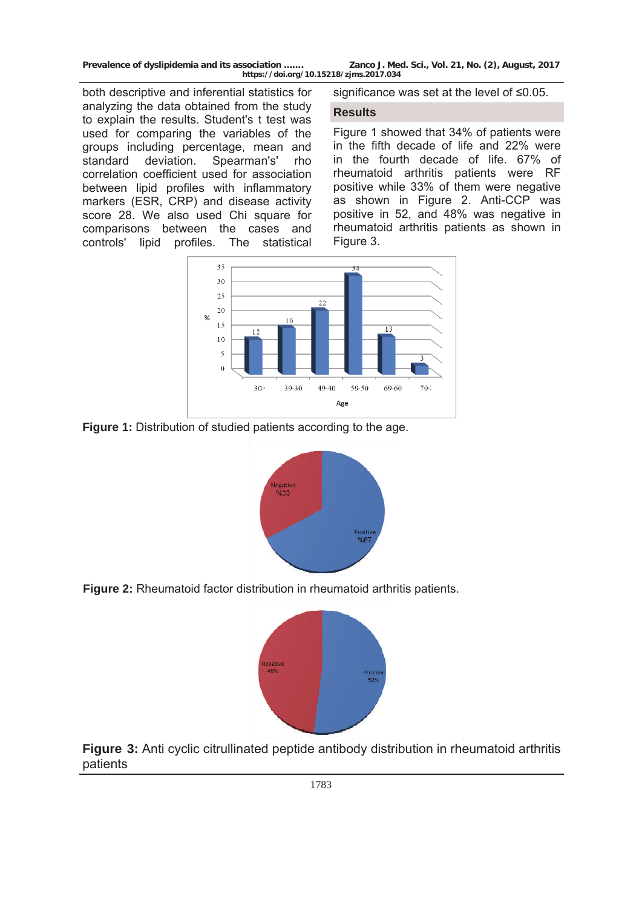both descriptive and inferential statistics for analyzing the data obtained from the study to explain the results. Student's t test was used for comparing the variables of the groups including percentage, mean and standard deviation. Spearman's' rho correlation coefficient used for association between lipid profiles with inflammatory markers (ESR, CRP) and disease activity score 28. We also used Chi square for comparisons between the cases and controls' lipid profiles. The statistical significance was set at the level of ≤0.05.

## Results

Figure 1 showed that 34% of patients were in the fifth decade of life and 22% were in the fourth decade of life. 67% of rheumatoid arthritis patients were RF positive while 33% of them were negative as shown in Figure 2. Anti-CCP was positive in 52, and 48% was negative in rheumatoid arthritis patients as shown in Figure 3.

**Figure 1:** Distribution of studied patients according to the age.

**Figure 2:** Rheumatoid factor distribution in rheumatoid arthritis patients.

**Figure 3:** Anti cyclic citrullinated peptide antibody distribution in rheumatoid arthritis patients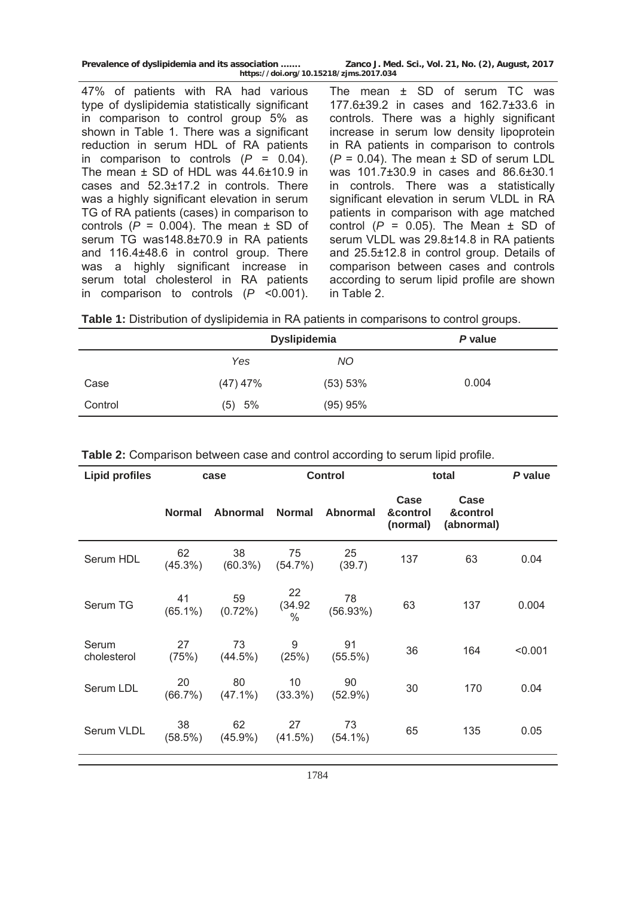47% of patients with RA had various type of dyslipidemia statistically significant in comparison to control group 5% as shown in Table 1. There was a significant reduction in serum HDL of RA patients in comparison to controls ($P$ = 0.04). The mean ± SD of HDL was 44.6±10.9 in cases and 52.3±17.2 in controls. There was a highly significant elevation in serum TG of RA patients (cases) in comparison to controls ($P$ = 0.004). The mean ± SD of serum TG was148.8±70.9 in RA patients and 116.4±48.6 in control group. There was a highly significant increase in serum total cholesterol in RA patients in comparison to controls ($P$ <0.001). The mean ± SD of serum TC was 177.6±39.2 in cases and 162.7±33.6 in controls. There was a highly significant increase in serum low density lipoprotein in RA patients in comparison to controls ($P$ = 0.04). The mean ± SD of serum LDL was 101.7±30.9 in cases and 86.6±30.1 in controls. There was a statistically significant elevation in serum VLDL in RA patients in comparison with age matched control ($P$ = 0.05). The Mean ± SD of serum VLDL was 29.8±14.8 in RA patients and 25.5±12.8 in control group. Details of comparison between cases and controls according to serum lipid profile are shown in Table 2.

**Table 1:** Distribution of dyslipidemia in RA patients in comparisons to control groups.

| | Dyslipidemia | | *P* value |
|---|---|---|---|
| | *Yes* | *NO* | |
| Case | (47) 47% | (53) 53% | 0.004 |
| Control | (5) 5% | (95) 95% | |

**Table 2:** Comparison between case and control according to serum lipid profile.

| Lipid profiles | case | | Control | | total | | *P* value |
|---|---|---|---|---|---|---|---|
| | **Normal** | **Abnormal** | **Normal** | **Abnormal** | **Case &control (normal)** | **Case &control (abnormal)** | |
| Serum HDL | 62 (45.3%) | 38 (60.3%) | 75 (54.7%) | 25 (39.7) | 137 | 63 | 0.04 |
| Serum TG | 41 (65.1%) | 59 (0.72%) | 22 (34.92 % | 78 (56.93%) | 63 | 137 | 0.004 |
| Serum cholesterol | 27 (75%) | 73 (44.5%) | 9 (25%) | 91 (55.5%) | 36 | 164 | <0.001 |
| Serum LDL | 20 (66.7%) | 80 (47.1%) | 10 (33.3%) | 90 (52.9%) | 30 | 170 | 0.04 |
| Serum VLDL | 38 (58.5%) | 62 (45.9%) | 27 (41.5%) | 73 (54.1%) | 65 | 135 | 0.05 |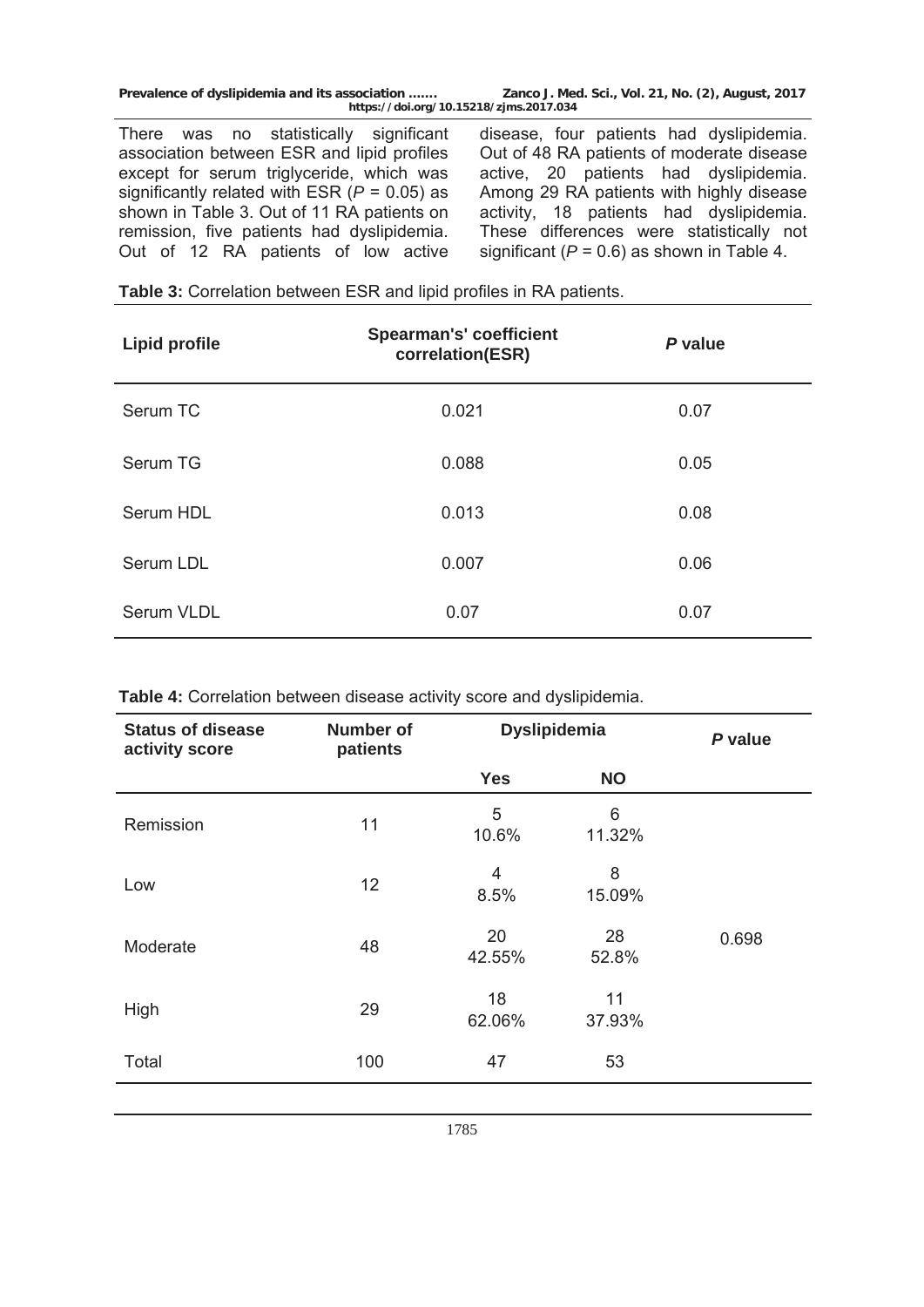There was no statistically significant association between ESR and lipid profiles except for serum triglyceride, which was significantly related with ESR ($P = 0.05$) as shown in Table 3. Out of 11 RA patients on remission, five patients had dyslipidemia. Out of 12 RA patients of low active disease, four patients had dyslipidemia. Out of 48 RA patients of moderate disease active, 20 patients had dyslipidemia. Among 29 RA patients with highly disease activity, 18 patients had dyslipidemia. These differences were statistically not significant ($P = 0.6$) as shown in Table 4.

**Table 3:** Correlation between ESR and lipid profiles in RA patients.

| Lipid profile | Spearman's' coefficient correlation(ESR) | *P* value |
|---|---|---|
| Serum TC | 0.021 | 0.07 |
| Serum TG | 0.088 | 0.05 |
| Serum HDL | 0.013 | 0.08 |
| Serum LDL | 0.007 | 0.06 |
| Serum VLDL | 0.07 | 0.07 |

**Table 4:** Correlation between disease activity score and dyslipidemia.

| Status of disease activity score | Number of patients | Dyslipidemia | | *P* value |
|---|---|---|---|---|
| | | Yes | NO | |
| Remission | 11 | 5 10.6% | 6 11.32% | |
| Low | 12 | 4 8.5% | 8 15.09% | |
| Moderate | 48 | 20 42.55% | 28 52.8% | 0.698 |
| High | 29 | 18 62.06% | 11 37.93% | |
| Total | 100 | 47 | 53 | |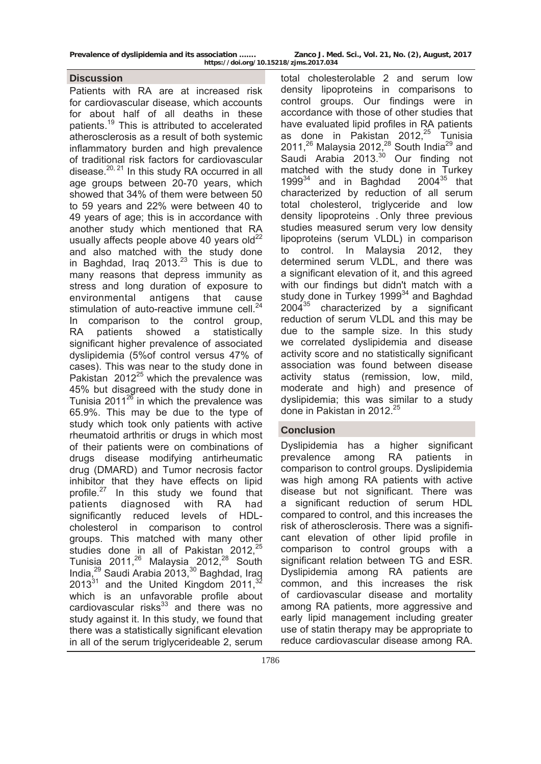## Discussion

Patients with RA are at increased risk for cardiovascular disease, which accounts for about half of all deaths in these patients.[19] This is attributed to accelerated atherosclerosis as a result of both systemic inflammatory burden and high prevalence of traditional risk factors for cardiovascular disease.[20, 21] In this study RA occurred in all age groups between 20-70 years, which showed that 34% of them were between 50 to 59 years and 22% were between 40 to 49 years of age; this is in accordance with another study which mentioned that RA usually affects people above 40 years old[22] and also matched with the study done in Baghdad, Iraq 2013.[23] This is due to many reasons that depress immunity as stress and long duration of exposure to environmental antigens that cause stimulation of auto-reactive immune cell.[24] In comparison to the control group, RA patients showed a statistically significant higher prevalence of associated dyslipidemia (5%of control versus 47% of cases). This was near to the study done in Pakistan 2012[25] which the prevalence was 45% but disagreed with the study done in Tunisia 2011[26] in which the prevalence was 65.9%. This may be due to the type of study which took only patients with active rheumatoid arthritis or drugs in which most of their patients were on combinations of drugs disease modifying antirheumatic drug (DMARD) and Tumor necrosis factor inhibitor that they have effects on lipid profile.[27] In this study we found that patients diagnosed with RA had significantly reduced levels of HDL-cholesterol in comparison to control groups. This matched with many other studies done in all of Pakistan 2012,[25] Tunisia 2011,[26] Malaysia 2012,[28] South India,[29] Saudi Arabia 2013,[30] Baghdad, Iraq 2013[31] and the United Kingdom 2011,[32] which is an unfavorable profile about cardiovascular risks[33] and there was no study against it. In this study, we found that there was a statistically significant elevation in all of the serum triglycerideable 2, serum total cholesterolable 2 and serum low density lipoproteins in comparisons to control groups. Our findings were in accordance with those of other studies that have evaluated lipid profiles in RA patients as done in Pakistan 2012,[25] Tunisia 2011,[26] Malaysia 2012,[28] South India[29] and Saudi Arabia 2013.[30] Our finding not matched with the study done in Turkey 1999[34] and in Baghdad 2004[35] that characterized by reduction of all serum total cholesterol, triglyceride and low density lipoproteins . Only three previous studies measured serum very low density lipoproteins (serum VLDL) in comparison to control. In Malaysia 2012, they determined serum VLDL, and there was a significant elevation of it, and this agreed with our findings but didn't match with a study done in Turkey 1999[34] and Baghdad 2004[35] characterized by a significant reduction of serum VLDL and this may be due to the sample size. In this study we correlated dyslipidemia and disease activity score and no statistically significant association was found between disease activity status (remission, low, mild, moderate and high) and presence of dyslipidemia; this was similar to a study done in Pakistan in 2012.[25]

## Conclusion

Dyslipidemia has a higher significant prevalence among RA patients in comparison to control groups. Dyslipidemia was high among RA patients with active disease but not significant. There was a significant reduction of serum HDL compared to control, and this increases the risk of atherosclerosis. There was a significant elevation of other lipid profile in comparison to control groups with a significant relation between TG and ESR. Dyslipidemia among RA patients are common, and this increases the risk of cardiovascular disease and mortality among RA patients, more aggressive and early lipid management including greater use of statin therapy may be appropriate to reduce cardiovascular disease among RA.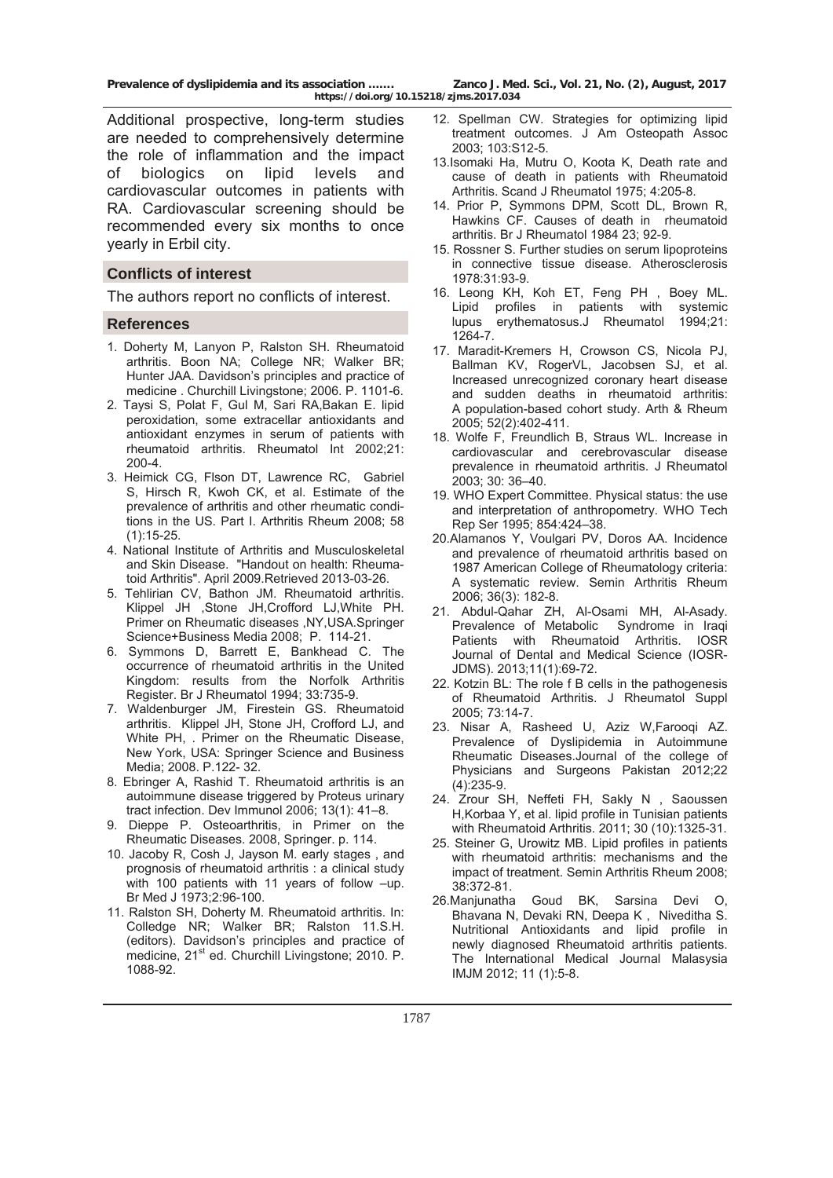Additional prospective, long-term studies are needed to comprehensively determine the role of inflammation and the impact of biologics on lipid levels and cardiovascular outcomes in patients with RA. Cardiovascular screening should be recommended every six months to once yearly in Erbil city.

## Conflicts of interest

The authors report no conflicts of interest.

## References

1. Doherty M, Lanyon P, Ralston SH. Rheumatoid arthritis. Boon NA; College NR; Walker BR; Hunter JAA. Davidson's principles and practice of medicine . Churchill Livingstone; 2006. P. 1101-6.
2. Taysi S, Polat F, Gul M, Sari RA,Bakan E. lipid peroxidation, some extracellar antioxidants and antioxidant enzymes in serum of patients with rheumatoid arthritis. Rheumatol Int 2002;21: 200-4.
3. Heimick CG, Flson DT, Lawrence RC, Gabriel S, Hirsch R, Kwoh CK, et al. Estimate of the prevalence of arthritis and other rheumatic conditions in the US. Part I. Arthritis Rheum 2008; 58 (1):15-25.
4. National Institute of Arthritis and Musculoskeletal and Skin Disease. "Handout on health: Rheumatoid Arthritis". April 2009.Retrieved 2013-03-26.
5. Tehlirian CV, Bathon JM. Rheumatoid arthritis. Klippel JH ,Stone JH,Crofford LJ,White PH. Primer on Rheumatic diseases ,NY,USA.Springer Science+Business Media 2008; P. 114-21.
6. Symmons D, Barrett E, Bankhead C. The occurrence of rheumatoid arthritis in the United Kingdom: results from the Norfolk Arthritis Register. Br J Rheumatol 1994; 33:735-9.
7. Waldenburger JM, Firestein GS. Rheumatoid arthritis. Klippel JH, Stone JH, Crofford LJ, and White PH, . Primer on the Rheumatic Disease, New York, USA: Springer Science and Business Media; 2008. P.122- 32.
8. Ebringer A, Rashid T. Rheumatoid arthritis is an autoimmune disease triggered by Proteus urinary tract infection. Dev Immunol 2006; 13(1): 41–8.
9. Dieppe P. Osteoarthritis, in Primer on the Rheumatic Diseases. 2008, Springer. p. 114.
10. Jacoby R, Cosh J, Jayson M. early stages , and prognosis of rheumatoid arthritis : a clinical study with 100 patients with 11 years of follow –up. Br Med J 1973;2:96-100.
11. Ralston SH, Doherty M. Rheumatoid arthritis. In: Colledge NR; Walker BR; Ralston 11.S.H. (editors). Davidson's principles and practice of medicine, 21st ed. Churchill Livingstone; 2010. P. 1088-92.
12. Spellman CW. Strategies for optimizing lipid treatment outcomes. J Am Osteopath Assoc 2003; 103:S12-5.
13. Isomaki Ha, Mutru O, Koota K, Death rate and cause of death in patients with Rheumatoid Arthritis. Scand J Rheumatol 1975; 4:205-8.
14. Prior P, Symmons DPM, Scott DL, Brown R, Hawkins CF. Causes of death in rheumatoid arthritis. Br J Rheumatol 1984 23; 92-9.
15. Rossner S. Further studies on serum lipoproteins in connective tissue disease. Atherosclerosis 1978:31:93-9.
16. Leong KH, Koh ET, Feng PH , Boey ML. Lipid profiles in patients with systemic lupus erythematosus.J Rheumatol 1994;21: 1264-7.
17. Maradit-Kremers H, Crowson CS, Nicola PJ, Ballman KV, RogerVL, Jacobsen SJ, et al. Increased unrecognized coronary heart disease and sudden deaths in rheumatoid arthritis: A population-based cohort study. Arth & Rheum 2005; 52(2):402-411.
18. Wolfe F, Freundlich B, Straus WL. Increase in cardiovascular and cerebrovascular disease prevalence in rheumatoid arthritis. J Rheumatol 2003; 30: 36–40.
19. WHO Expert Committee. Physical status: the use and interpretation of anthropometry. WHO Tech Rep Ser 1995; 854:424–38.
20. Alamanos Y, Voulgari PV, Doros AA. Incidence and prevalence of rheumatoid arthritis based on 1987 American College of Rheumatology criteria: A systematic review. Semin Arthritis Rheum 2006; 36(3): 182-8.
21. Abdul-Qahar ZH, Al-Osami MH, Al-Asady. Prevalence of Metabolic Syndrome in Iraqi Patients with Rheumatoid Arthritis. IOSR Journal of Dental and Medical Science (IOSR-JDMS). 2013;11(1):69-72.
22. Kotzin BL: The role f B cells in the pathogenesis of Rheumatoid Arthritis. J Rheumatol Suppl 2005; 73:14-7.
23. Nisar A, Rasheed U, Aziz W,Farooqi AZ. Prevalence of Dyslipidemia in Autoimmune Rheumatic Diseases.Journal of the college of Physicians and Surgeons Pakistan 2012;22 (4):235-9.
24. Zrour SH, Neffeti FH, Sakly N , Saoussen H,Korbaa Y, et al. lipid profile in Tunisian patients with Rheumatoid Arthritis. 2011; 30 (10):1325-31.
25. Steiner G, Urowitz MB. Lipid profiles in patients with rheumatoid arthritis: mechanisms and the impact of treatment. Semin Arthritis Rheum 2008; 38:372-81.
26. Manjunatha Goud BK, Sarsina Devi O, Bhavana N, Devaki RN, Deepa K , Niveditha S. Nutritional Antioxidants and lipid profile in newly diagnosed Rheumatoid arthritis patients. The International Medical Journal Malasysia IMJM 2012; 11 (1):5-8.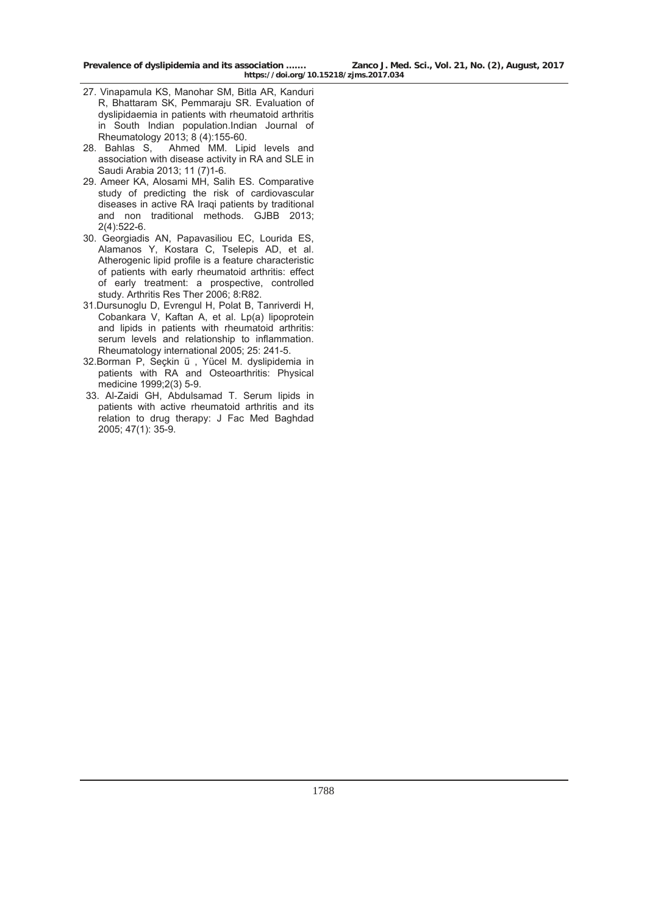27. Vinapamula KS, Manohar SM, Bitla AR, Kanduri R, Bhattaram SK, Pemmaraju SR. Evaluation of dyslipidaemia in patients with rheumatoid arthritis in South Indian population.Indian Journal of Rheumatology 2013; 8 (4):155-60.
28. Bahlas S, Ahmed MM. Lipid levels and association with disease activity in RA and SLE in Saudi Arabia 2013; 11 (7)1-6.
29. Ameer KA, Alosami MH, Salih ES. Comparative study of predicting the risk of cardiovascular diseases in active RA Iraqi patients by traditional and non traditional methods. GJBB 2013; 2(4):522-6.
30. Georgiadis AN, Papavasiliou EC, Lourida ES, Alamanos Y, Kostara C, Tselepis AD, et al. Atherogenic lipid profile is a feature characteristic of patients with early rheumatoid arthritis: effect of early treatment: a prospective, controlled study. Arthritis Res Ther 2006; 8:R82.
31. Dursunoglu D, Evrengul H, Polat B, Tanriverdi H, Cobankara V, Kaftan A, et al. Lp(a) lipoprotein and lipids in patients with rheumatoid arthritis: serum levels and relationship to inflammation. Rheumatology international 2005; 25: 241-5.
32. Borman P, Seçkin ü , Yücel M. dyslipidemia in patients with RA and Osteoarthritis: Physical medicine 1999;2(3) 5-9.
33. Al-Zaidi GH, Abdulsamad T. Serum lipids in patients with active rheumatoid arthritis and its relation to drug therapy: J Fac Med Baghdad 2005; 47(1): 35-9.